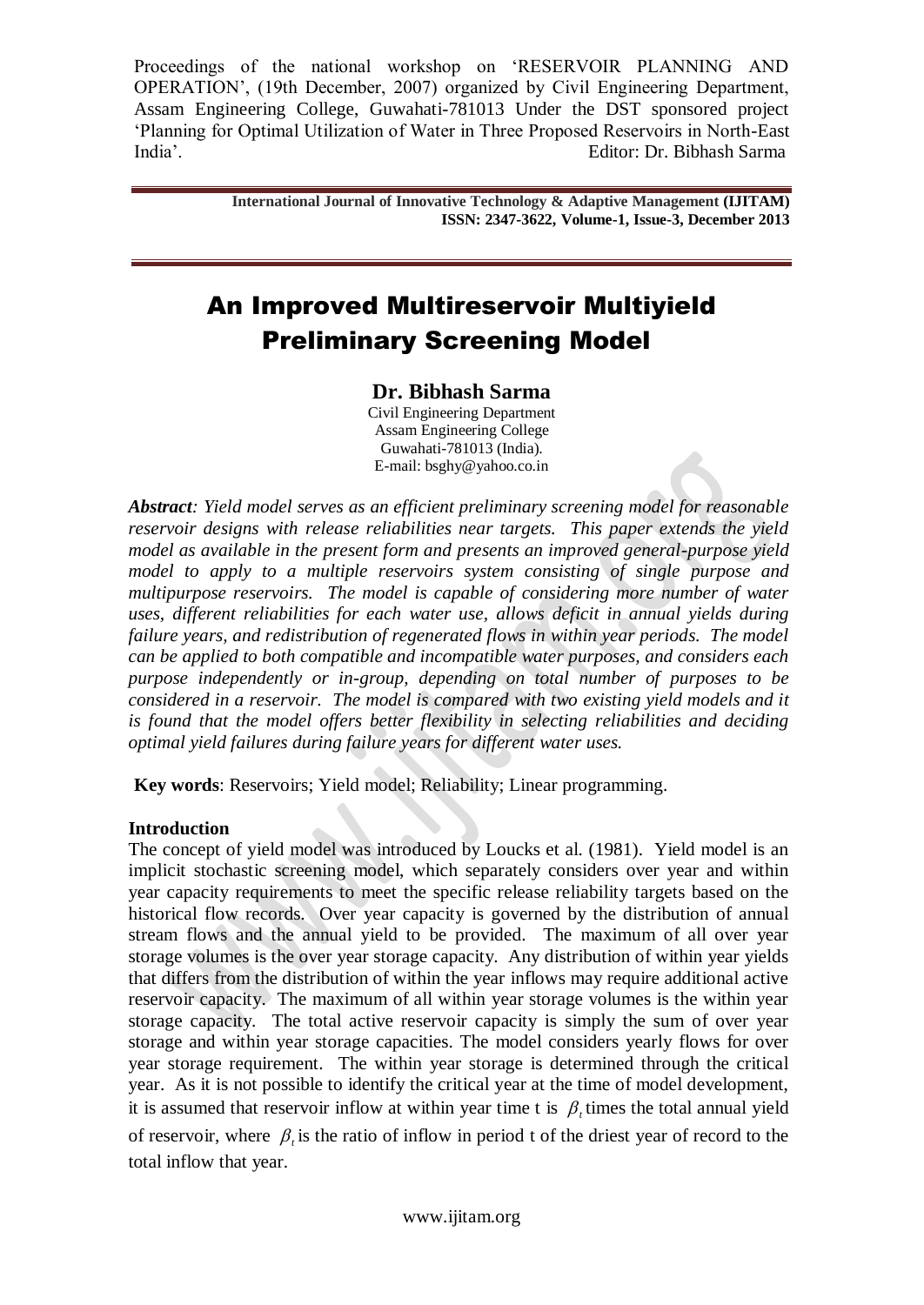Proceedings of the national workshop on 'RESERVOIR PLANNING AND OPERATION', (19th December, 2007) organized by Civil Engineering Department, Assam Engineering College, Guwahati-781013 Under the DST sponsored project 'Planning for Optimal Utilization of Water in Three Proposed Reservoirs in North-East India'. Editor: Dr. Bibhash Sarma

**International Journal of Innovative Technology & Adaptive Management (IJITAM)**
**ISSN: 2347-3622, Volume-1, Issue-3, December 2013**

# An Improved Multireservoir Multiyield Preliminary Screening Model

**Dr. Bibhash Sarma**

Civil Engineering Department
Assam Engineering College
Guwahati-781013 (India).
E-mail: bsghy@yahoo.co.in

***Abstract**: Yield model serves as an efficient preliminary screening model for reasonable reservoir designs with release reliabilities near targets. This paper extends the yield model as available in the present form and presents an improved general-purpose yield model to apply to a multiple reservoirs system consisting of single purpose and multipurpose reservoirs. The model is capable of considering more number of water uses, different reliabilities for each water use, allows deficit in annual yields during failure years, and redistribution of regenerated flows in within year periods. The model can be applied to both compatible and incompatible water purposes, and considers each purpose independently or in-group, depending on total number of purposes to be considered in a reservoir. The model is compared with two existing yield models and it is found that the model offers better flexibility in selecting reliabilities and deciding optimal yield failures during failure years for different water uses.*

**Key words**: Reservoirs; Yield model; Reliability; Linear programming.

## Introduction

The concept of yield model was introduced by Loucks et al. (1981). Yield model is an implicit stochastic screening model, which separately considers over year and within year capacity requirements to meet the specific release reliability targets based on the historical flow records. Over year capacity is governed by the distribution of annual stream flows and the annual yield to be provided. The maximum of all over year storage volumes is the over year storage capacity. Any distribution of within year yields that differs from the distribution of within the year inflows may require additional active reservoir capacity. The maximum of all within year storage volumes is the within year storage capacity. The total active reservoir capacity is simply the sum of over year storage and within year storage capacities. The model considers yearly flows for over year storage requirement. The within year storage is determined through the critical year. As it is not possible to identify the critical year at the time of model development, it is assumed that reservoir inflow at within year time t is $\beta_t$ times the total annual yield of reservoir, where $\beta_t$ is the ratio of inflow in period t of the driest year of record to the total inflow that year.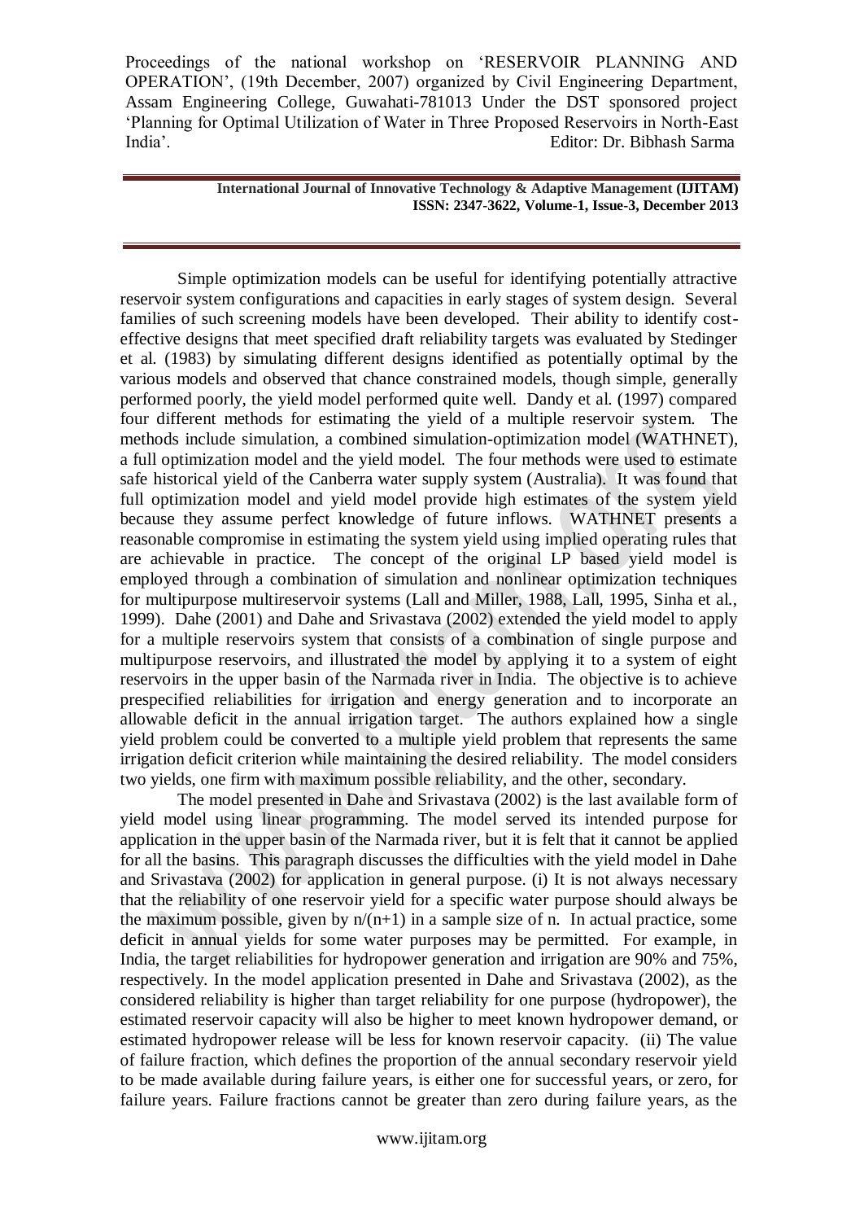Simple optimization models can be useful for identifying potentially attractive reservoir system configurations and capacities in early stages of system design. Several families of such screening models have been developed. Their ability to identify cost-effective designs that meet specified draft reliability targets was evaluated by Stedinger et al. (1983) by simulating different designs identified as potentially optimal by the various models and observed that chance constrained models, though simple, generally performed poorly, the yield model performed quite well. Dandy et al. (1997) compared four different methods for estimating the yield of a multiple reservoir system. The methods include simulation, a combined simulation-optimization model (WATHNET), a full optimization model and the yield model. The four methods were used to estimate safe historical yield of the Canberra water supply system (Australia). It was found that full optimization model and yield model provide high estimates of the system yield because they assume perfect knowledge of future inflows. WATHNET presents a reasonable compromise in estimating the system yield using implied operating rules that are achievable in practice. The concept of the original LP based yield model is employed through a combination of simulation and nonlinear optimization techniques for multipurpose multireservoir systems (Lall and Miller, 1988, Lall, 1995, Sinha et al., 1999). Dahe (2001) and Dahe and Srivastava (2002) extended the yield model to apply for a multiple reservoirs system that consists of a combination of single purpose and multipurpose reservoirs, and illustrated the model by applying it to a system of eight reservoirs in the upper basin of the Narmada river in India. The objective is to achieve prespecified reliabilities for irrigation and energy generation and to incorporate an allowable deficit in the annual irrigation target. The authors explained how a single yield problem could be converted to a multiple yield problem that represents the same irrigation deficit criterion while maintaining the desired reliability. The model considers two yields, one firm with maximum possible reliability, and the other, secondary.

The model presented in Dahe and Srivastava (2002) is the last available form of yield model using linear programming. The model served its intended purpose for application in the upper basin of the Narmada river, but it is felt that it cannot be applied for all the basins. This paragraph discusses the difficulties with the yield model in Dahe and Srivastava (2002) for application in general purpose. (i) It is not always necessary that the reliability of one reservoir yield for a specific water purpose should always be the maximum possible, given by $n/(n+1)$ in a sample size of n. In actual practice, some deficit in annual yields for some water purposes may be permitted. For example, in India, the target reliabilities for hydropower generation and irrigation are 90% and 75%, respectively. In the model application presented in Dahe and Srivastava (2002), as the considered reliability is higher than target reliability for one purpose (hydropower), the estimated reservoir capacity will also be higher to meet known hydropower demand, or estimated hydropower release will be less for known reservoir capacity. (ii) The value of failure fraction, which defines the proportion of the annual secondary reservoir yield to be made available during failure years, is either one for successful years, or zero, for failure years. Failure fractions cannot be greater than zero during failure years, as the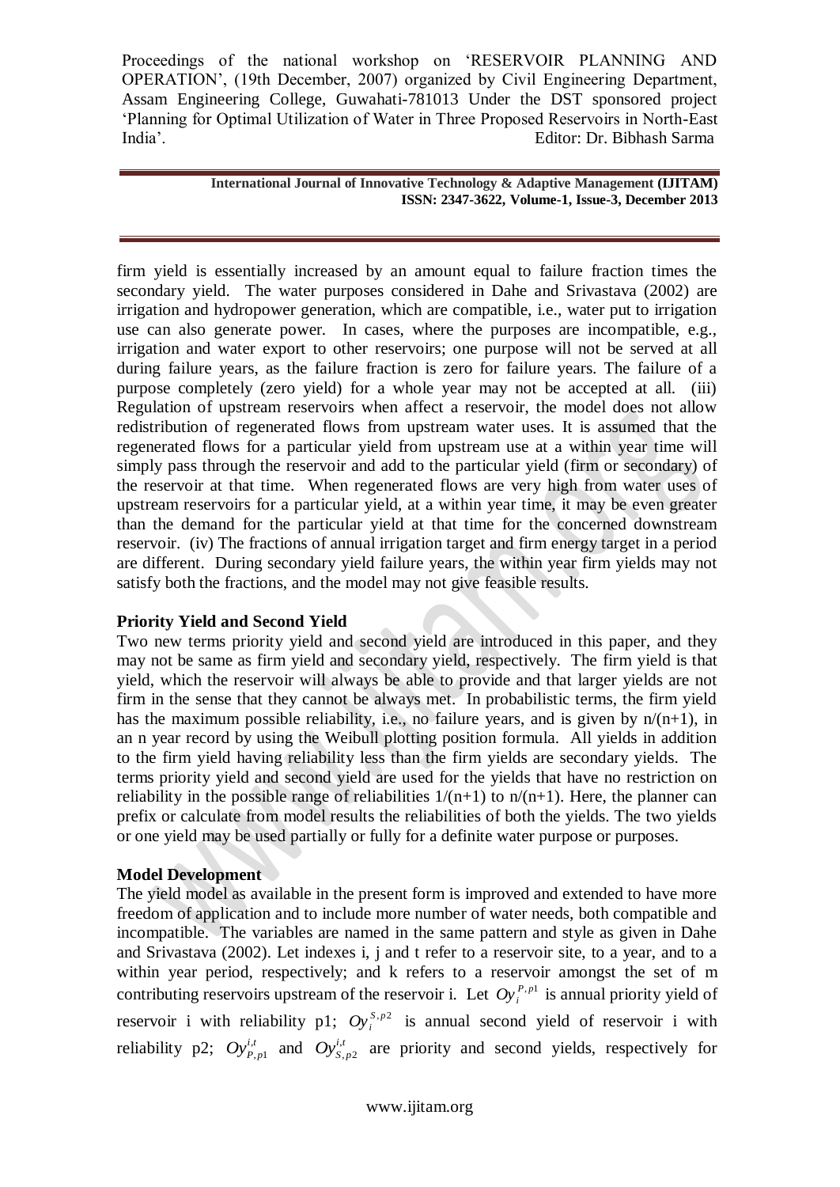firm yield is essentially increased by an amount equal to failure fraction times the secondary yield. The water purposes considered in Dahe and Srivastava (2002) are irrigation and hydropower generation, which are compatible, i.e., water put to irrigation use can also generate power. In cases, where the purposes are incompatible, e.g., irrigation and water export to other reservoirs; one purpose will not be served at all during failure years, as the failure fraction is zero for failure years. The failure of a purpose completely (zero yield) for a whole year may not be accepted at all. (iii) Regulation of upstream reservoirs when affect a reservoir, the model does not allow redistribution of regenerated flows from upstream water uses. It is assumed that the regenerated flows for a particular yield from upstream use at a within year time will simply pass through the reservoir and add to the particular yield (firm or secondary) of the reservoir at that time. When regenerated flows are very high from water uses of upstream reservoirs for a particular yield, at a within year time, it may be even greater than the demand for the particular yield at that time for the concerned downstream reservoir. (iv) The fractions of annual irrigation target and firm energy target in a period are different. During secondary yield failure years, the within year firm yields may not satisfy both the fractions, and the model may not give feasible results.

### Priority Yield and Second Yield

Two new terms priority yield and second yield are introduced in this paper, and they may not be same as firm yield and secondary yield, respectively. The firm yield is that yield, which the reservoir will always be able to provide and that larger yields are not firm in the sense that they cannot be always met. In probabilistic terms, the firm yield has the maximum possible reliability, i.e., no failure years, and is given by $n/(n+1)$, in an n year record by using the Weibull plotting position formula. All yields in addition to the firm yield having reliability less than the firm yields are secondary yields. The terms priority yield and second yield are used for the yields that have no restriction on reliability in the possible range of reliabilities $1/(n+1)$ to $n/(n+1)$. Here, the planner can prefix or calculate from model results the reliabilities of both the yields. The two yields or one yield may be used partially or fully for a definite water purpose or purposes.

### Model Development

The yield model as available in the present form is improved and extended to have more freedom of application and to include more number of water needs, both compatible and incompatible. The variables are named in the same pattern and style as given in Dahe and Srivastava (2002). Let indexes i, j and t refer to a reservoir site, to a year, and to a within year period, respectively; and k refers to a reservoir amongst the set of m contributing reservoirs upstream of the reservoir i. Let $Oy_i^{P,p1}$ is annual priority yield of reservoir i with reliability p1; $Oy_i^{S,p2}$ is annual second yield of reservoir i with reliability p2; $Oy_{P,p1}^{i,t}$ and $Oy_{S,p2}^{i,t}$ are priority and second yields, respectively for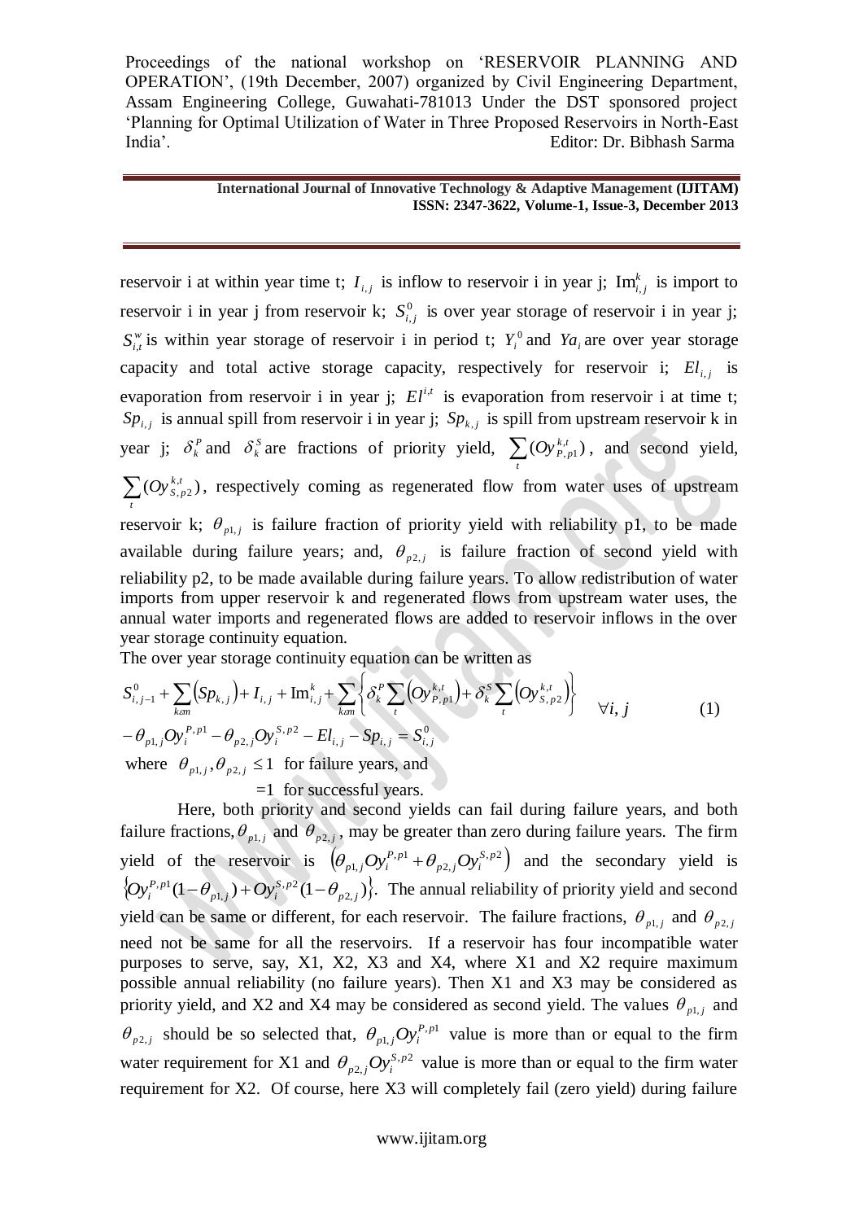reservoir i at within year time t; $I_{i,j}$ is inflow to reservoir i in year j; $\mathrm{Im}_{i,j}^{k}$ is import to reservoir i in year j from reservoir k; $S_{i,j}^{0}$ is over year storage of reservoir i in year j; $S_{i,t}^{w}$ is within year storage of reservoir i in period t; $Y_i^0$ and $Ya_i$ are over year storage capacity and total active storage capacity, respectively for reservoir i; $El_{i,j}$ is evaporation from reservoir i in year j; $El^{i,t}$ is evaporation from reservoir i at time t; $Sp_{i,j}$ is annual spill from reservoir i in year j; $Sp_{k,j}$ is spill from upstream reservoir k in year j; $\delta_k^P$ and $\delta_k^S$ are fractions of priority yield, $\sum_t (Oy_{P,p1}^{k,t})$, and second yield, $\sum_t (Oy_{S,p2}^{k,t})$, respectively coming as regenerated flow from water uses of upstream reservoir k; $\theta_{p1,j}$ is failure fraction of priority yield with reliability p1, to be made available during failure years; and, $\theta_{p2,j}$ is failure fraction of second yield with reliability p2, to be made available during failure years. To allow redistribution of water imports from upper reservoir k and regenerated flows from upstream water uses, the annual water imports and regenerated flows are added to reservoir inflows in the over year storage continuity equation.

The over year storage continuity equation can be written as

$$S_{i,j-1}^{0} + \sum_{k\varepsilon m}\left(Sp_{k,j}\right) + I_{i,j} + \mathrm{Im}_{i,j}^{k} + \sum_{k\varepsilon m}\left\{\delta_k^P \sum_t \left(Oy_{P,p1}^{k,t}\right) + \delta_k^S \sum_t \left(Oy_{S,p2}^{k,t}\right)\right\} \quad \forall i, j \tag{1}$$
$$-\theta_{p1,j} Oy_i^{P,p1} - \theta_{p2,j} Oy_i^{S,p2} - El_{i,j} - Sp_{i,j} = S_{i,j}^{0}$$

where $\theta_{p1,j}, \theta_{p2,j} \leq 1$ for failure years, and

$=1$ for successful years.

Here, both priority and second yields can fail during failure years, and both failure fractions, $\theta_{p1,j}$ and $\theta_{p2,j}$, may be greater than zero during failure years. The firm yield of the reservoir is $\left(\theta_{p1,j} Oy_i^{P,p1} + \theta_{p2,j} Oy_i^{S,p2}\right)$ and the secondary yield is $\left\{Oy_i^{P,p1}(1-\theta_{p1,j}) + Oy_i^{S,p2}(1-\theta_{p2,j})\right\}$. The annual reliability of priority yield and second yield can be same or different, for each reservoir. The failure fractions, $\theta_{p1,j}$ and $\theta_{p2,j}$ need not be same for all the reservoirs. If a reservoir has four incompatible water purposes to serve, say, X1, X2, X3 and X4, where X1 and X2 require maximum possible annual reliability (no failure years). Then X1 and X3 may be considered as priority yield, and X2 and X4 may be considered as second yield. The values $\theta_{p1,j}$ and $\theta_{p2,j}$ should be so selected that, $\theta_{p1,j} Oy_i^{P,p1}$ value is more than or equal to the firm water requirement for X1 and $\theta_{p2,j} Oy_i^{S,p2}$ value is more than or equal to the firm water requirement for X2. Of course, here X3 will completely fail (zero yield) during failure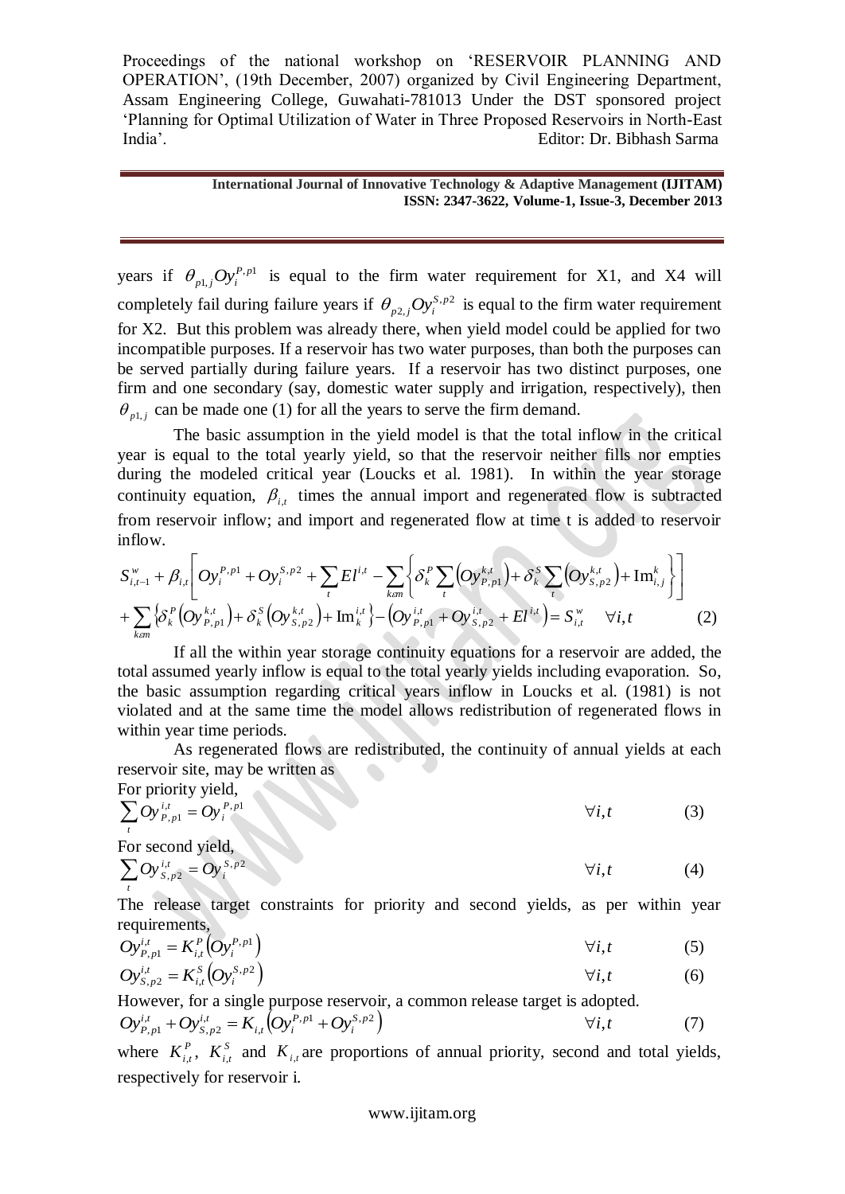years if $\theta_{p1,j} Oy_i^{P,p1}$ is equal to the firm water requirement for X1, and X4 will completely fail during failure years if $\theta_{p2,j} Oy_i^{S,p2}$ is equal to the firm water requirement for X2. But this problem was already there, when yield model could be applied for two incompatible purposes. If a reservoir has two water purposes, than both the purposes can be served partially during failure years. If a reservoir has two distinct purposes, one firm and one secondary (say, domestic water supply and irrigation, respectively), then $\theta_{p1,j}$ can be made one (1) for all the years to serve the firm demand.

The basic assumption in the yield model is that the total inflow in the critical year is equal to the total yearly yield, so that the reservoir neither fills nor empties during the modeled critical year (Loucks et al. 1981). In within the year storage continuity equation, $\beta_{i,t}$ times the annual import and regenerated flow is subtracted from reservoir inflow; and import and regenerated flow at time t is added to reservoir inflow.

$$S_{i,t-1}^{w} + \beta_{i,t}\left[ Oy_i^{P,p1} + Oy_i^{S,p2} + \sum_t El^{i,t} - \sum_{k\epsilon m}\left\{ \delta_k^P \sum_t \left(Oy_{P,p1}^{k,t}\right) + \delta_k^S \sum_t \left(Oy_{S,p2}^{k,t}\right) + \mathrm{Im}_{i,j}^{k} \right\}\right] + \sum_{k\epsilon m}\left\{ \delta_k^P \left(Oy_{P,p1}^{k,t}\right) + \delta_k^S \left(Oy_{S,p2}^{k,t}\right) + \mathrm{Im}_k^{i,t} \right\} - \left(Oy_{P,p1}^{i,t} + Oy_{S,p2}^{i,t} + El^{i,t}\right) = S_{i,t}^{w} \quad \forall i,t \tag{2}$$

If all the within year storage continuity equations for a reservoir are added, the total assumed yearly inflow is equal to the total yearly yields including evaporation. So, the basic assumption regarding critical years inflow in Loucks et al. (1981) is not violated and at the same time the model allows redistribution of regenerated flows in within year time periods.

As regenerated flows are redistributed, the continuity of annual yields at each reservoir site, may be written as

For priority yield,

$$\sum_t Oy_{P,p1}^{i,t} = Oy_i^{P,p1} \quad \forall i,t \tag{3}$$

For second yield,

$$\sum_t Oy_{S,p2}^{i,t} = Oy_i^{S,p2} \quad \forall i,t \tag{4}$$

The release target constraints for priority and second yields, as per within year requirements,

$$Oy_{P,p1}^{i,t} = K_{i,t}^{P}\left(Oy_i^{P,p1}\right) \quad \forall i,t \tag{5}$$

$$Oy_{S,p2}^{i,t} = K_{i,t}^{S}\left(Oy_i^{S,p2}\right) \quad \forall i,t \tag{6}$$

However, for a single purpose reservoir, a common release target is adopted.

$$Oy_{P,p1}^{i,t} + Oy_{S,p2}^{i,t} = K_{i,t}\left(Oy_i^{P,p1} + Oy_i^{S,p2}\right) \quad \forall i,t \tag{7}$$

where $K_{i,t}^{P}$, $K_{i,t}^{S}$ and $K_{i,t}$ are proportions of annual priority, second and total yields, respectively for reservoir i.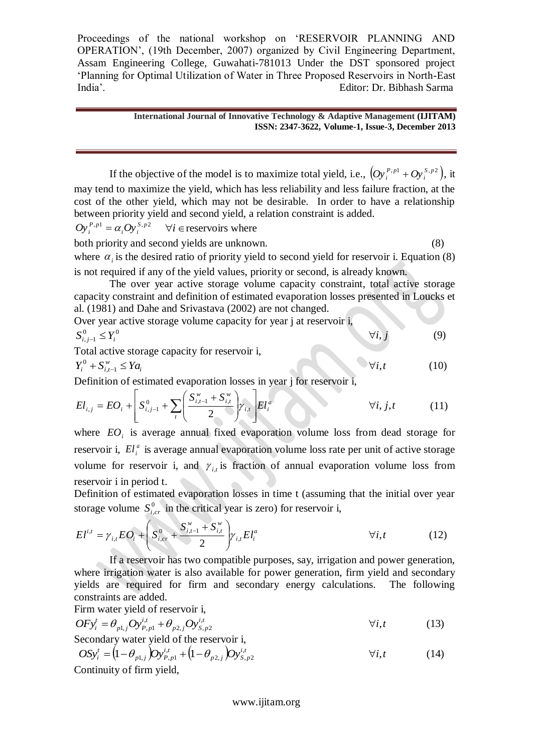If the objective of the model is to maximize total yield, i.e., $\left(Oy_i^{P,p1} + Oy_i^{S,p2}\right)$, it may tend to maximize the yield, which has less reliability and less failure fraction, at the cost of the other yield, which may not be desirable. In order to have a relationship between priority yield and second yield, a relation constraint is added.

$Oy_i^{P,p1} = \alpha_i Oy_i^{S,p2} \quad \forall i \in$ reservoirs where both priority and second yields are unknown. (8)

where $\alpha_i$ is the desired ratio of priority yield to second yield for reservoir i. Equation (8) is not required if any of the yield values, priority or second, is already known.

The over year active storage volume capacity constraint, total active storage capacity constraint and definition of estimated evaporation losses presented in Loucks et al. (1981) and Dahe and Srivastava (2002) are not changed.

Over year active storage volume capacity for year j at reservoir i,

$$S_{i,j-1}^0 \le Y_i^0 \qquad \forall i, j \qquad (9)$$

Total active storage capacity for reservoir i,

$$Y_i^0 + S_{i,t-1}^w \le Ya_i \qquad \forall i, t \qquad (10)$$

Definition of estimated evaporation losses in year j for reservoir i,

$$El_{i,j} = EO_i + \left[ S_{i,j-1}^0 + \sum_t \left( \frac{S_{i,t-1}^w + S_{i,t}^w}{2} \right) \gamma_{i,t} \right] El_i^a \qquad \forall i, j, t \qquad (11)$$

where $EO_i$ is average annual fixed evaporation volume loss from dead storage for reservoir i, $El_i^a$ is average annual evaporation volume loss rate per unit of active storage volume for reservoir i, and $\gamma_{i,t}$ is fraction of annual evaporation volume loss from reservoir i in period t.

Definition of estimated evaporation losses in time t (assuming that the initial over year storage volume $S_{i,cr}^0$ in the critical year is zero) for reservoir i,

$$El^{i,t} = \gamma_{i,t} EO_i + \left( S_{i,cr}^0 + \frac{S_{i,t-1}^w + S_{i,t}^w}{2} \right) \gamma_{i,t} El_i^a \qquad \forall i, t \qquad (12)$$

If a reservoir has two compatible purposes, say, irrigation and power generation, where irrigation water is also available for power generation, firm yield and secondary yields are required for firm and secondary energy calculations. The following constraints are added.

Firm water yield of reservoir i,

$$OFy_i^t = \theta_{p1,j} Oy_{P,p1}^{i,t} + \theta_{p2,j} Oy_{S,p2}^{i,t} \qquad \forall i, t \qquad (13)$$

Secondary water yield of the reservoir i,

$$OSy_i^t = \left(1 - \theta_{p1,j}\right) Oy_{P,p1}^{i,t} + \left(1 - \theta_{p2,j}\right) Oy_{S,p2}^{i,t} \qquad \forall i, t \qquad (14)$$

Continuity of firm yield,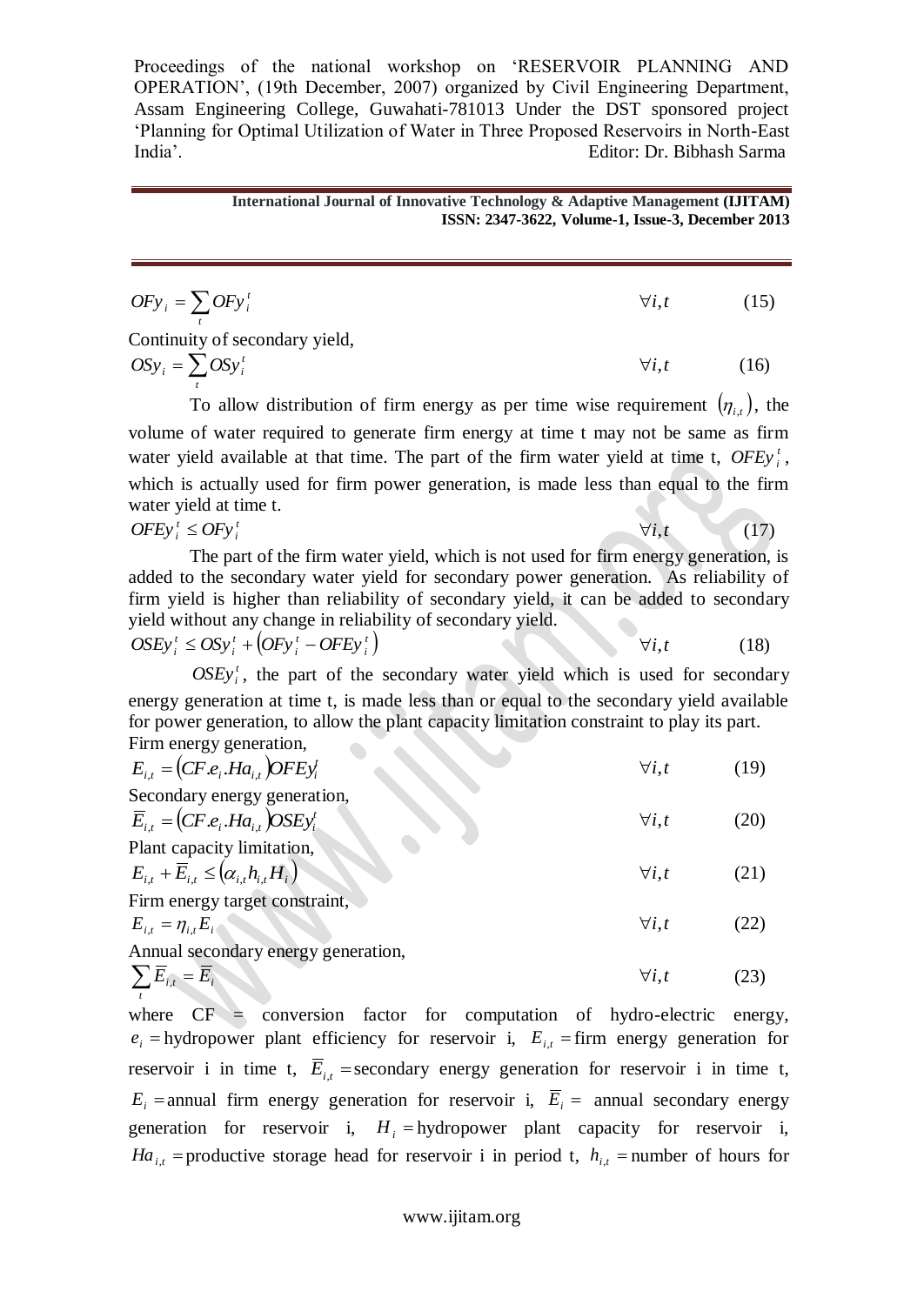$$OFy_i = \sum_t OFy_i^t \qquad \forall i,t \qquad (15)$$

Continuity of secondary yield,

$$OSy_i = \sum_t OSy_i^t \qquad \forall i,t \qquad (16)$$

To allow distribution of firm energy as per time wise requirement $(\eta_{i,t})$, the volume of water required to generate firm energy at time t may not be same as firm water yield available at that time. The part of the firm water yield at time t, $OFEy_i^t$, which is actually used for firm power generation, is made less than equal to the firm water yield at time t.

$$OFEy_i^t \le OFy_i^t \qquad \forall i,t \qquad (17)$$

The part of the firm water yield, which is not used for firm energy generation, is added to the secondary water yield for secondary power generation. As reliability of firm yield is higher than reliability of secondary yield, it can be added to secondary yield without any change in reliability of secondary yield.

$$OSEy_i^t \le OSy_i^t + \left(OFy_i^t - OFEy_i^t\right) \qquad \forall i,t \qquad (18)$$

$OSEy_i^t$, the part of the secondary water yield which is used for secondary energy generation at time t, is made less than or equal to the secondary yield available for power generation, to allow the plant capacity limitation constraint to play its part.

Firm energy generation,

$$E_{i,t} = \left(CF.e_i.Ha_{i,t}\right)OFEy_i^t \qquad \forall i,t \qquad (19)$$

Secondary energy generation,

$$\overline{E}_{i,t} = \left(CF.e_i.Ha_{i,t}\right)OSEy_i^t \qquad \forall i,t \qquad (20)$$

Plant capacity limitation,

$$E_{i,t} + \overline{E}_{i,t} \le \left(\alpha_{i,t} h_{i,t} H_i\right) \qquad \forall i,t \qquad (21)$$

Firm energy target constraint,

$$E_{i,t} = \eta_{i,t} E_i \qquad \forall i,t \qquad (22)$$

Annual secondary energy generation,

$$\sum_t \overline{E}_{i,t} = \overline{E}_i \qquad \forall i,t \qquad (23)$$

where CF = conversion factor for computation of hydro-electric energy, $e_i$ = hydropower plant efficiency for reservoir i, $E_{i,t}$ = firm energy generation for reservoir i in time t, $\overline{E}_{i,t}$ = secondary energy generation for reservoir i in time t, $E_i$ = annual firm energy generation for reservoir i, $\overline{E}_i$ = annual secondary energy generation for reservoir i, $H_i$ = hydropower plant capacity for reservoir i, $Ha_{i,t}$ = productive storage head for reservoir i in period t, $h_{i,t}$ = number of hours for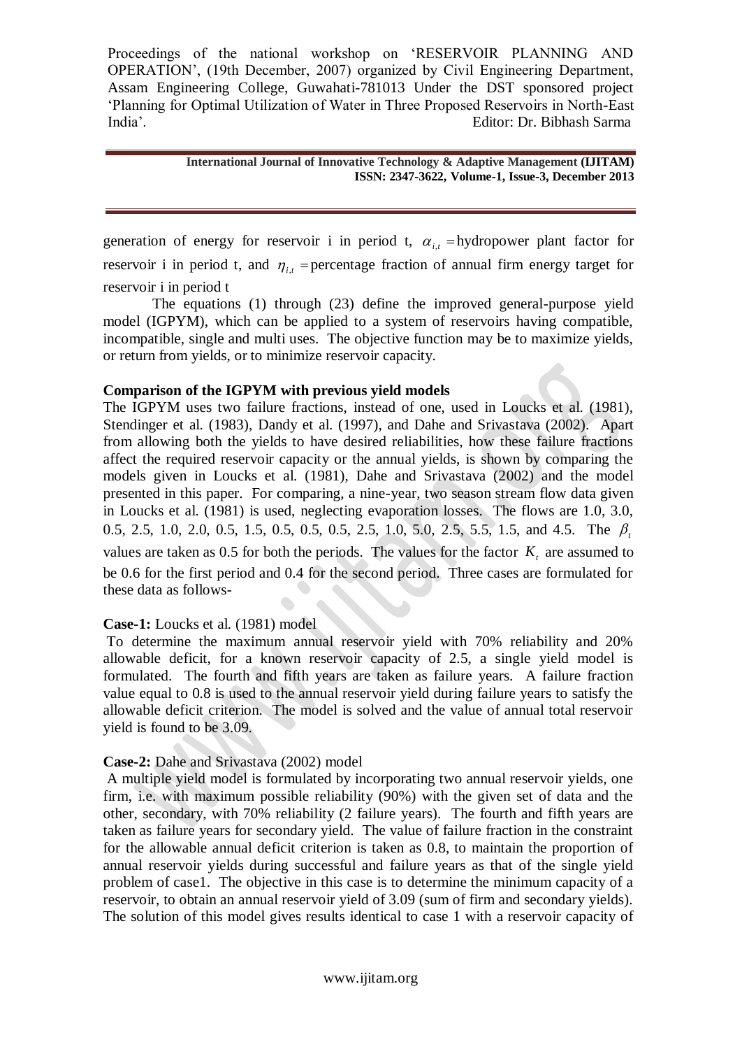generation of energy for reservoir i in period t, $\alpha_{i,t}$ =hydropower plant factor for reservoir i in period t, and $\eta_{i,t}$ =percentage fraction of annual firm energy target for reservoir i in period t

The equations (1) through (23) define the improved general-purpose yield model (IGPYM), which can be applied to a system of reservoirs having compatible, incompatible, single and multi uses. The objective function may be to maximize yields, or return from yields, or to minimize reservoir capacity.

**Comparison of the IGPYM with previous yield models**

The IGPYM uses two failure fractions, instead of one, used in Loucks et al. (1981), Stendinger et al. (1983), Dandy et al. (1997), and Dahe and Srivastava (2002). Apart from allowing both the yields to have desired reliabilities, how these failure fractions affect the required reservoir capacity or the annual yields, is shown by comparing the models given in Loucks et al. (1981), Dahe and Srivastava (2002) and the model presented in this paper. For comparing, a nine-year, two season stream flow data given in Loucks et al. (1981) is used, neglecting evaporation losses. The flows are 1.0, 3.0, 0.5, 2.5, 1.0, 2.0, 0.5, 1.5, 0.5, 0.5, 0.5, 2.5, 1.0, 5.0, 2.5, 5.5, 1.5, and 4.5. The $\beta_t$ values are taken as 0.5 for both the periods. The values for the factor $K_t$ are assumed to be 0.6 for the first period and 0.4 for the second period. Three cases are formulated for these data as follows-

**Case-1:** Loucks et al. (1981) model

To determine the maximum annual reservoir yield with 70% reliability and 20% allowable deficit, for a known reservoir capacity of 2.5, a single yield model is formulated. The fourth and fifth years are taken as failure years. A failure fraction value equal to 0.8 is used to the annual reservoir yield during failure years to satisfy the allowable deficit criterion. The model is solved and the value of annual total reservoir yield is found to be 3.09.

**Case-2:** Dahe and Srivastava (2002) model

A multiple yield model is formulated by incorporating two annual reservoir yields, one firm, i.e. with maximum possible reliability (90%) with the given set of data and the other, secondary, with 70% reliability (2 failure years). The fourth and fifth years are taken as failure years for secondary yield. The value of failure fraction in the constraint for the allowable annual deficit criterion is taken as 0.8, to maintain the proportion of annual reservoir yields during successful and failure years as that of the single yield problem of case1. The objective in this case is to determine the minimum capacity of a reservoir, to obtain an annual reservoir yield of 3.09 (sum of firm and secondary yields). The solution of this model gives results identical to case 1 with a reservoir capacity of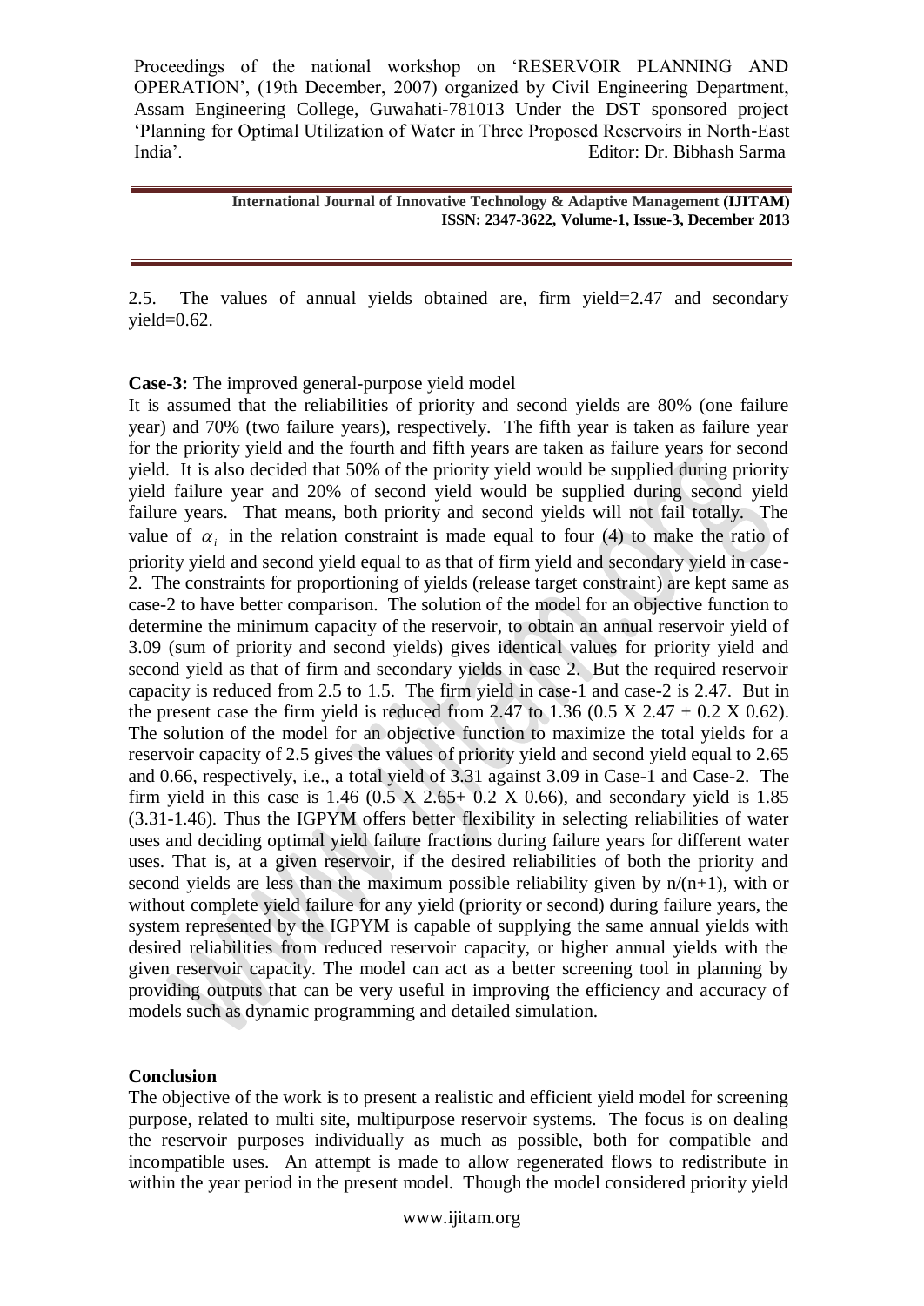2.5. The values of annual yields obtained are, firm yield=2.47 and secondary yield=0.62.

**Case-3:** The improved general-purpose yield model

It is assumed that the reliabilities of priority and second yields are 80% (one failure year) and 70% (two failure years), respectively. The fifth year is taken as failure year for the priority yield and the fourth and fifth years are taken as failure years for second yield. It is also decided that 50% of the priority yield would be supplied during priority yield failure year and 20% of second yield would be supplied during second yield failure years. That means, both priority and second yields will not fail totally. The value of $\alpha_i$ in the relation constraint is made equal to four (4) to make the ratio of priority yield and second yield equal to as that of firm yield and secondary yield in case-2. The constraints for proportioning of yields (release target constraint) are kept same as case-2 to have better comparison. The solution of the model for an objective function to determine the minimum capacity of the reservoir, to obtain an annual reservoir yield of 3.09 (sum of priority and second yields) gives identical values for priority yield and second yield as that of firm and secondary yields in case 2. But the required reservoir capacity is reduced from 2.5 to 1.5. The firm yield in case-1 and case-2 is 2.47. But in the present case the firm yield is reduced from 2.47 to 1.36 (0.5 X 2.47 + 0.2 X 0.62). The solution of the model for an objective function to maximize the total yields for a reservoir capacity of 2.5 gives the values of priority yield and second yield equal to 2.65 and 0.66, respectively, i.e., a total yield of 3.31 against 3.09 in Case-1 and Case-2. The firm yield in this case is 1.46 (0.5 X 2.65+ 0.2 X 0.66), and secondary yield is 1.85 (3.31-1.46). Thus the IGPYM offers better flexibility in selecting reliabilities of water uses and deciding optimal yield failure fractions during failure years for different water uses. That is, at a given reservoir, if the desired reliabilities of both the priority and second yields are less than the maximum possible reliability given by $n/(n+1)$, with or without complete yield failure for any yield (priority or second) during failure years, the system represented by the IGPYM is capable of supplying the same annual yields with desired reliabilities from reduced reservoir capacity, or higher annual yields with the given reservoir capacity. The model can act as a better screening tool in planning by providing outputs that can be very useful in improving the efficiency and accuracy of models such as dynamic programming and detailed simulation.

## Conclusion

The objective of the work is to present a realistic and efficient yield model for screening purpose, related to multi site, multipurpose reservoir systems. The focus is on dealing the reservoir purposes individually as much as possible, both for compatible and incompatible uses. An attempt is made to allow regenerated flows to redistribute in within the year period in the present model. Though the model considered priority yield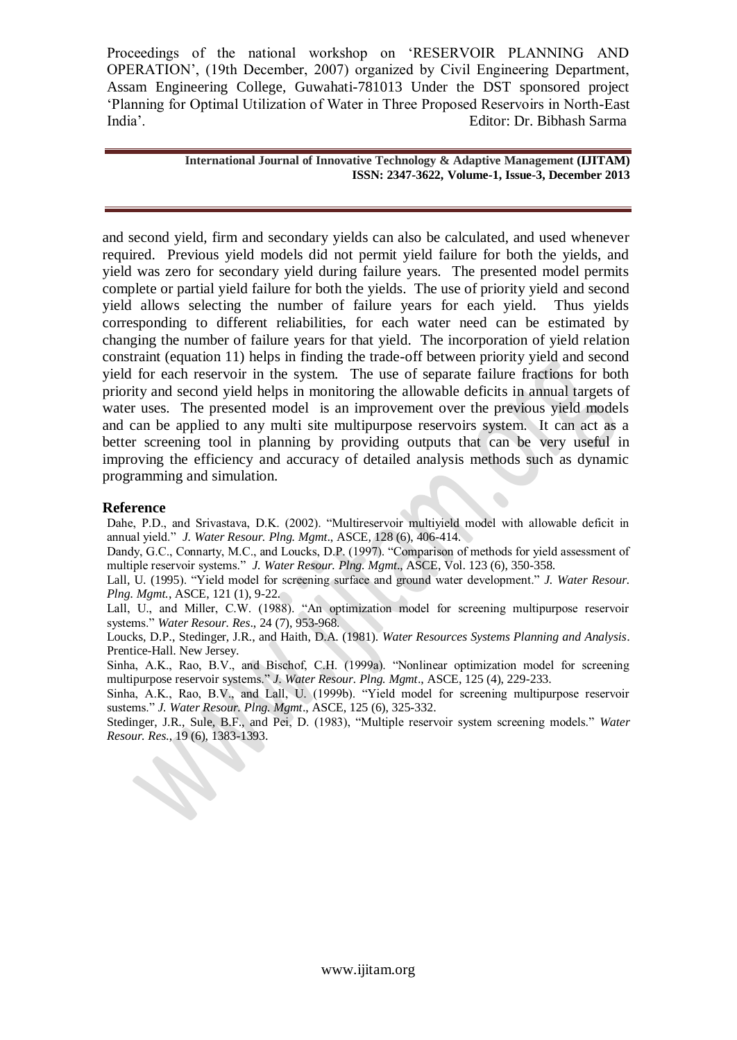and second yield, firm and secondary yields can also be calculated, and used whenever required. Previous yield models did not permit yield failure for both the yields, and yield was zero for secondary yield during failure years. The presented model permits complete or partial yield failure for both the yields. The use of priority yield and second yield allows selecting the number of failure years for each yield. Thus yields corresponding to different reliabilities, for each water need can be estimated by changing the number of failure years for that yield. The incorporation of yield relation constraint (equation 11) helps in finding the trade-off between priority yield and second yield for each reservoir in the system. The use of separate failure fractions for both priority and second yield helps in monitoring the allowable deficits in annual targets of water uses. The presented model is an improvement over the previous yield models and can be applied to any multi site multipurpose reservoirs system. It can act as a better screening tool in planning by providing outputs that can be very useful in improving the efficiency and accuracy of detailed analysis methods such as dynamic programming and simulation.

## Reference

Dahe, P.D., and Srivastava, D.K. (2002). "Multireservoir multiyield model with allowable deficit in annual yield." *J. Water Resour. Plng. Mgmt*., ASCE, 128 (6), 406-414.

Dandy, G.C., Connarty, M.C., and Loucks, D.P. (1997). "Comparison of methods for yield assessment of multiple reservoir systems." *J. Water Resour. Plng. Mgmt*., ASCE, Vol. 123 (6), 350-358.

Lall, U. (1995). "Yield model for screening surface and ground water development." *J. Water Resour. Plng. Mgmt.*, ASCE, 121 (1), 9-22.

Lall, U., and Miller, C.W. (1988). "An optimization model for screening multipurpose reservoir systems." *Water Resour. Res*., 24 (7), 953-968.

Loucks, D.P., Stedinger, J.R., and Haith, D.A. (1981). *Water Resources Systems Planning and Analysis*. Prentice-Hall. New Jersey.

Sinha, A.K., Rao, B.V., and Bischof, C.H. (1999a). "Nonlinear optimization model for screening multipurpose reservoir systems." *J. Water Resour. Plng. Mgmt*., ASCE, 125 (4), 229-233.

Sinha, A.K., Rao, B.V., and Lall, U. (1999b). "Yield model for screening multipurpose reservoir sustems." *J. Water Resour. Plng. Mgmt*., ASCE, 125 (6), 325-332.

Stedinger, J.R., Sule, B.F., and Pei, D. (1983), "Multiple reservoir system screening models." *Water Resour. Res.*, 19 (6), 1383-1393.